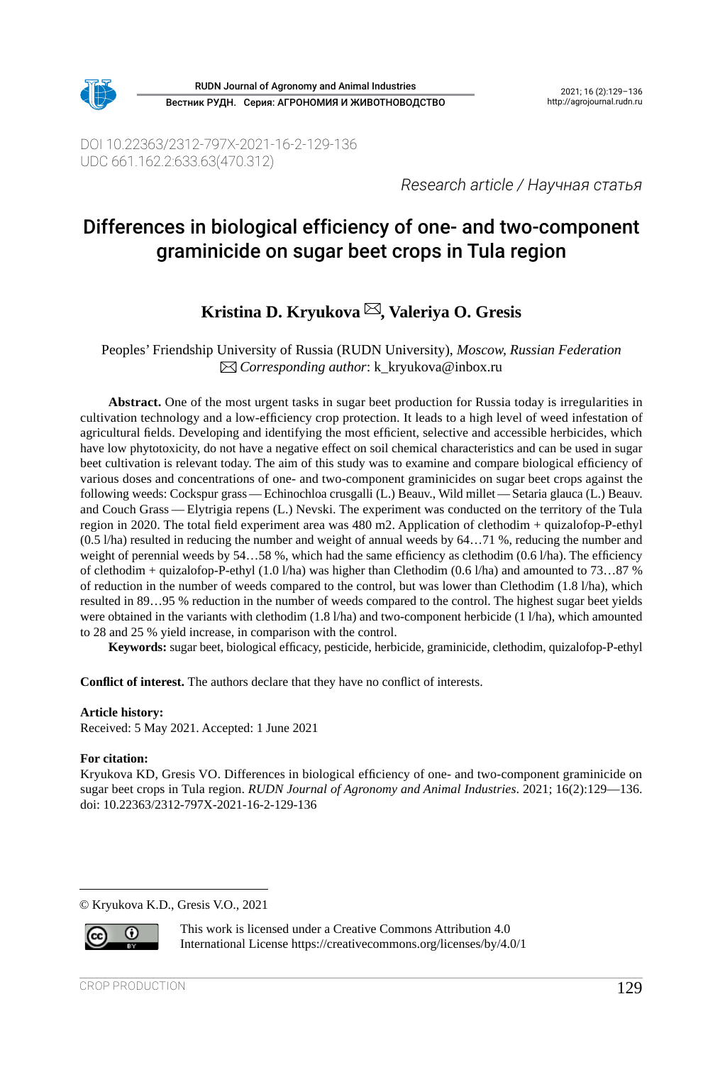DOI 10.22363/2312-797X-2021-16-2-129-136
UDC 661.162.2:633.63(470.312)

*Research article / Научная статья*

# Differences in biological efficiency of one- and two-component graminicide on sugar beet crops in Tula region

**Kristina D. Kryukova ✉, Valeriya O. Gresis**

Peoples' Friendship University of Russia (RUDN University), *Moscow, Russian Federation*
✉ *Corresponding author*: k_kryukova@inbox.ru

**Abstract.** One of the most urgent tasks in sugar beet production for Russia today is irregularities in cultivation technology and a low-efficiency crop protection. It leads to a high level of weed infestation of agricultural fields. Developing and identifying the most efficient, selective and accessible herbicides, which have low phytotoxicity, do not have a negative effect on soil chemical characteristics and can be used in sugar beet cultivation is relevant today. The aim of this study was to examine and compare biological efficiency of various doses and concentrations of one- and two-component graminicides on sugar beet crops against the following weeds: Cockspur grass — Echinochloa crusgalli (L.) Beauv., Wild millet — Setaria glauca (L.) Beauv. and Couch Grass — Elytrigia repens (L.) Nevski. The experiment was conducted on the territory of the Tula region in 2020. The total field experiment area was 480 m2. Application of clethodim + quizalofop-P-ethyl (0.5 l/ha) resulted in reducing the number and weight of annual weeds by 64…71 %, reducing the number and weight of perennial weeds by 54…58 %, which had the same efficiency as clethodim (0.6 l/ha). The efficiency of clethodim + quizalofop-P-ethyl (1.0 l/ha) was higher than Clethodim (0.6 l/ha) and amounted to 73…87 % of reduction in the number of weeds compared to the control, but was lower than Clethodim (1.8 l/ha), which resulted in 89…95 % reduction in the number of weeds compared to the control. The highest sugar beet yields were obtained in the variants with clethodim (1.8 l/ha) and two-component herbicide (1 l/ha), which amounted to 28 and 25 % yield increase, in comparison with the control.

**Keywords:** sugar beet, biological efficacy, pesticide, herbicide, graminicide, clethodim, quizalofop-P-ethyl

**Conflict of interest.** The authors declare that they have no conflict of interests.

**Article history:**
Received: 5 May 2021. Accepted: 1 June 2021

**For citation:**
Kryukova KD, Gresis VO. Differences in biological efficiency of one- and two-component graminicide on sugar beet crops in Tula region. *RUDN Journal of Agronomy and Animal Industries*. 2021; 16(2):129—136. doi: 10.22363/2312-797X-2021-16-2-129-136

© Kryukova K.D., Gresis V.O., 2021

This work is licensed under a Creative Commons Attribution 4.0 International License https://creativecommons.org/licenses/by/4.0/1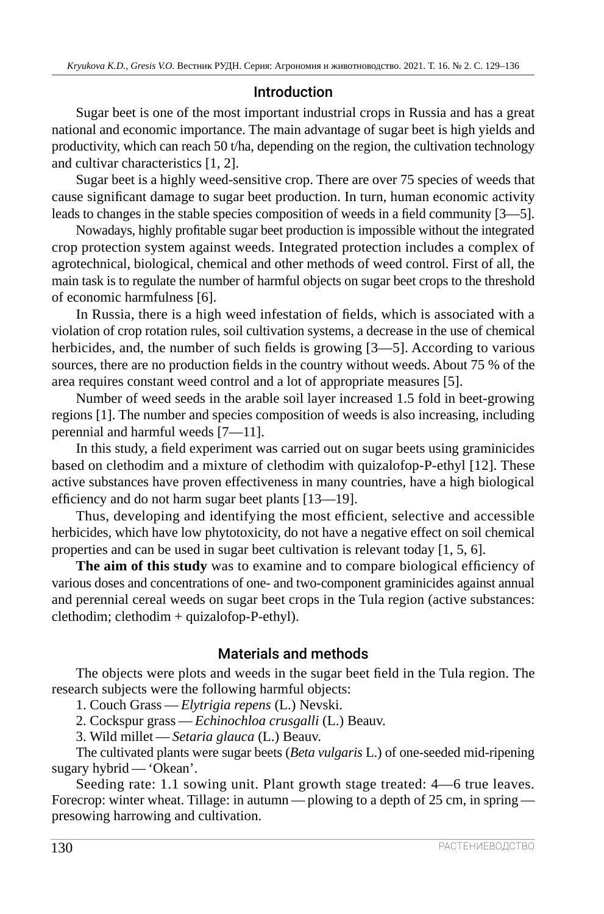## Introduction

Sugar beet is one of the most important industrial crops in Russia and has a great national and economic importance. The main advantage of sugar beet is high yields and productivity, which can reach 50 t/ha, depending on the region, the cultivation technology and cultivar characteristics [1, 2].

Sugar beet is a highly weed-sensitive crop. There are over 75 species of weeds that cause significant damage to sugar beet production. In turn, human economic activity leads to changes in the stable species composition of weeds in a field community [3—5].

Nowadays, highly profitable sugar beet production is impossible without the integrated crop protection system against weeds. Integrated protection includes a complex of agrotechnical, biological, chemical and other methods of weed control. First of all, the main task is to regulate the number of harmful objects on sugar beet crops to the threshold of economic harmfulness [6].

In Russia, there is a high weed infestation of fields, which is associated with a violation of crop rotation rules, soil cultivation systems, a decrease in the use of chemical herbicides, and, the number of such fields is growing [3—5]. According to various sources, there are no production fields in the country without weeds. About 75 % of the area requires constant weed control and a lot of appropriate measures [5].

Number of weed seeds in the arable soil layer increased 1.5 fold in beet-growing regions [1]. The number and species composition of weeds is also increasing, including perennial and harmful weeds [7—11].

In this study, a field experiment was carried out on sugar beets using graminicides based on clethodim and a mixture of clethodim with quizalofop-P-ethyl [12]. These active substances have proven effectiveness in many countries, have a high biological efficiency and do not harm sugar beet plants [13—19].

Thus, developing and identifying the most efficient, selective and accessible herbicides, which have low phytotoxicity, do not have a negative effect on soil chemical properties and can be used in sugar beet cultivation is relevant today [1, 5, 6].

**The aim of this study** was to examine and to compare biological efficiency of various doses and concentrations of one- and two-component graminicides against annual and perennial cereal weeds on sugar beet crops in the Tula region (active substances: clethodim; clethodim + quizalofop-P-ethyl).

## Materials and methods

The objects were plots and weeds in the sugar beet field in the Tula region. The research subjects were the following harmful objects:

1. Couch Grass — *Elytrigia repens* (L.) Nevski.
2. Cockspur grass — *Echinochloa crusgalli* (L.) Beauv.
3. Wild millet — *Setaria glauca* (L.) Beauv.

The cultivated plants were sugar beets (*Beta vulgaris* L.) of one-seeded mid-ripening sugary hybrid — 'Okean'.

Seeding rate: 1.1 sowing unit. Plant growth stage treated: 4—6 true leaves. Forecrop: winter wheat. Tillage: in autumn — plowing to a depth of 25 cm, in spring — presowing harrowing and cultivation.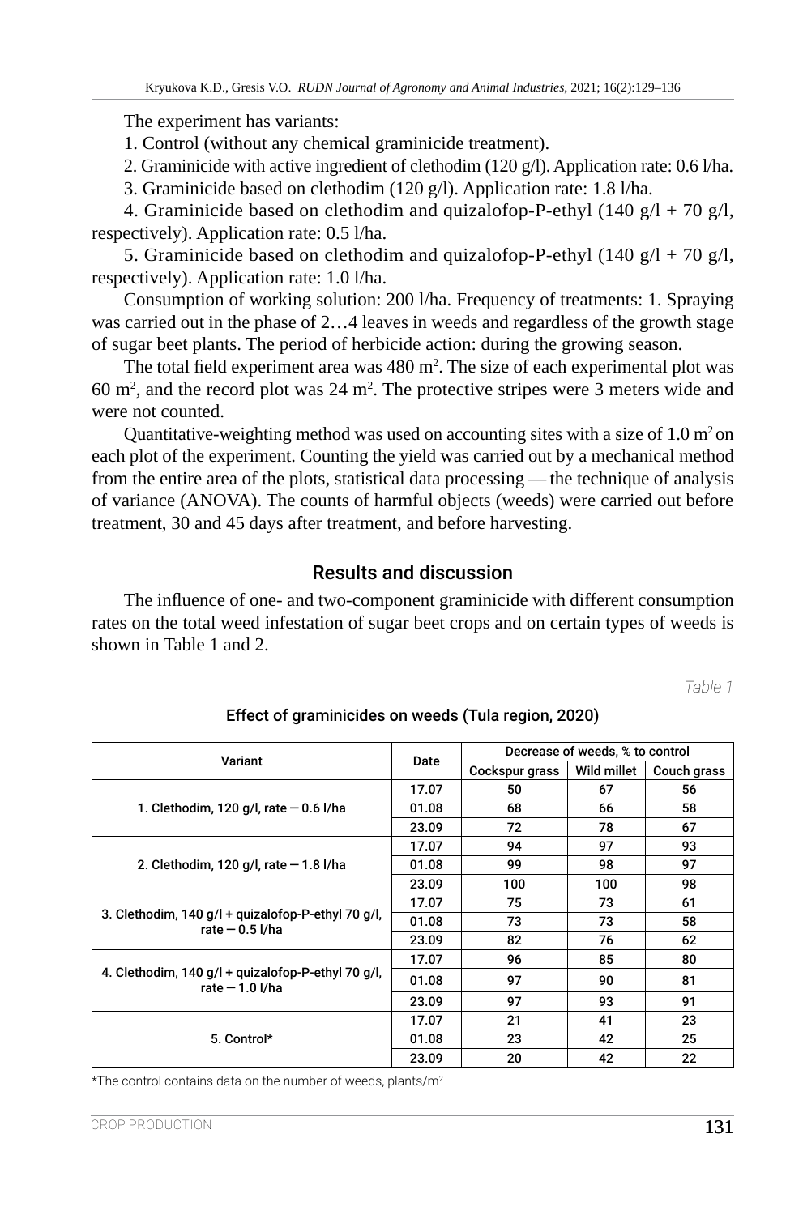The experiment has variants:

1. Control (without any chemical graminicide treatment).

2. Graminicide with active ingredient of clethodim (120 g/l). Application rate: 0.6 l/ha.

3. Graminicide based on clethodim (120 g/l). Application rate: 1.8 l/ha.

4. Graminicide based on clethodim and quizalofop-P-ethyl (140 g/l + 70 g/l, respectively). Application rate: 0.5 l/ha.

5. Graminicide based on clethodim and quizalofop-P-ethyl (140 g/l + 70 g/l, respectively). Application rate: 1.0 l/ha.

Consumption of working solution: 200 l/ha. Frequency of treatments: 1. Spraying was carried out in the phase of 2…4 leaves in weeds and regardless of the growth stage of sugar beet plants. The period of herbicide action: during the growing season.

The total field experiment area was 480 m$^2$. The size of each experimental plot was 60 m$^2$, and the record plot was 24 m$^2$. The protective stripes were 3 meters wide and were not counted.

Quantitative-weighting method was used on accounting sites with a size of 1.0 m$^2$ on each plot of the experiment. Counting the yield was carried out by a mechanical method from the entire area of the plots, statistical data processing — the technique of analysis of variance (ANOVA). The counts of harmful objects (weeds) were carried out before treatment, 30 and 45 days after treatment, and before harvesting.

## Results and discussion

The influence of one- and two-component graminicide with different consumption rates on the total weed infestation of sugar beet crops and on certain types of weeds is shown in Table 1 and 2.

*Table 1*

**Effect of graminicides on weeds (Tula region, 2020)**

| Variant | Date | Decrease of weeds, % to control | | |
|---|---|---|---|---|
| | | Cockspur grass | Wild millet | Couch grass |
| 1. Clethodim, 120 g/l, rate — 0.6 l/ha | 17.07 | 50 | 67 | 56 |
| | 01.08 | 68 | 66 | 58 |
| | 23.09 | 72 | 78 | 67 |
| 2. Clethodim, 120 g/l, rate — 1.8 l/ha | 17.07 | 94 | 97 | 93 |
| | 01.08 | 99 | 98 | 97 |
| | 23.09 | 100 | 100 | 98 |
| 3. Clethodim, 140 g/l + quizalofop-P-ethyl 70 g/l, rate — 0.5 l/ha | 17.07 | 75 | 73 | 61 |
| | 01.08 | 73 | 73 | 58 |
| | 23.09 | 82 | 76 | 62 |
| 4. Clethodim, 140 g/l + quizalofop-P-ethyl 70 g/l, rate — 1.0 l/ha | 17.07 | 96 | 85 | 80 |
| | 01.08 | 97 | 90 | 81 |
| | 23.09 | 97 | 93 | 91 |
| 5. Control* | 17.07 | 21 | 41 | 23 |
| | 01.08 | 23 | 42 | 25 |
| | 23.09 | 20 | 42 | 22 |

*The control contains data on the number of weeds, plants/m$^2$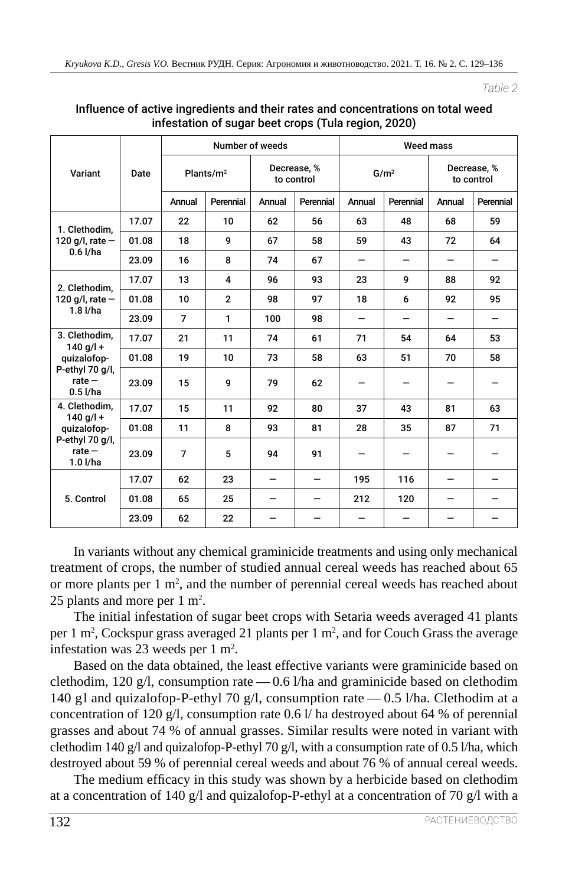*Table 2*

**Influence of active ingredients and their rates and concentrations on total weed infestation of sugar beet crops (Tula region, 2020)**

| Variant | Date | Number of weeds | | | | Weed mass | | | |
|---|---|---|---|---|---|---|---|---|---|
| | | Plants/m$^2$ | | Decrease, % to control | | G/m$^2$ | | Decrease, % to control | |
| | | Annual | Perennial | Annual | Perennial | Annual | Perennial | Annual | Perennial |
| 1. Clethodim, 120 g/l, rate — 0.6 l/ha | 17.07 | 22 | 10 | 62 | 56 | 63 | 48 | 68 | 59 |
| | 01.08 | 18 | 9 | 67 | 58 | 59 | 43 | 72 | 64 |
| | 23.09 | 16 | 8 | 74 | 67 | – | – | – | – |
| 2. Clethodim, 120 g/l, rate — 1.8 l/ha | 17.07 | 13 | 4 | 96 | 93 | 23 | 9 | 88 | 92 |
| | 01.08 | 10 | 2 | 98 | 97 | 18 | 6 | 92 | 95 |
| | 23.09 | 7 | 1 | 100 | 98 | – | – | – | – |
| 3. Clethodim, 140 g/l + quizalofop-P-ethyl 70 g/l, rate — 0.5 l/ha | 17.07 | 21 | 11 | 74 | 61 | 71 | 54 | 64 | 53 |
| | 01.08 | 19 | 10 | 73 | 58 | 63 | 51 | 70 | 58 |
| | 23.09 | 15 | 9 | 79 | 62 | – | – | – | – |
| 4. Clethodim, 140 g/l + quizalofop-P-ethyl 70 g/l, rate — 1.0 l/ha | 17.07 | 15 | 11 | 92 | 80 | 37 | 43 | 81 | 63 |
| | 01.08 | 11 | 8 | 93 | 81 | 28 | 35 | 87 | 71 |
| | 23.09 | 7 | 5 | 94 | 91 | – | – | – | – |
| 5. Control | 17.07 | 62 | 23 | – | – | 195 | 116 | – | – |
| | 01.08 | 65 | 25 | – | – | 212 | 120 | – | – |
| | 23.09 | 62 | 22 | – | – | – | – | – | – |

In variants without any chemical graminicide treatments and using only mechanical treatment of crops, the number of studied annual cereal weeds has reached about 65 or more plants per 1 m$^2$, and the number of perennial cereal weeds has reached about 25 plants and more per 1 m$^2$.

The initial infestation of sugar beet crops with Setaria weeds averaged 41 plants per 1 m$^2$, Cockspur grass averaged 21 plants per 1 m$^2$, and for Couch Grass the average infestation was 23 weeds per 1 m$^2$.

Based on the data obtained, the least effective variants were graminicide based on clethodim, 120 g/l, consumption rate — 0.6 l/ha and graminicide based on clethodim 140 gl and quizalofop-P-ethyl 70 g/l, consumption rate — 0.5 l/ha. Clethodim at a concentration of 120 g/l, consumption rate 0.6 l/ ha destroyed about 64 % of perennial grasses and about 74 % of annual grasses. Similar results were noted in variant with clethodim 140 g/l and quizalofop-P-ethyl 70 g/l, with a consumption rate of 0.5 l/ha, which destroyed about 59 % of perennial cereal weeds and about 76 % of annual cereal weeds.

The medium efficacy in this study was shown by a herbicide based on clethodim at a concentration of 140 g/l and quizalofop-P-ethyl at a concentration of 70 g/l with a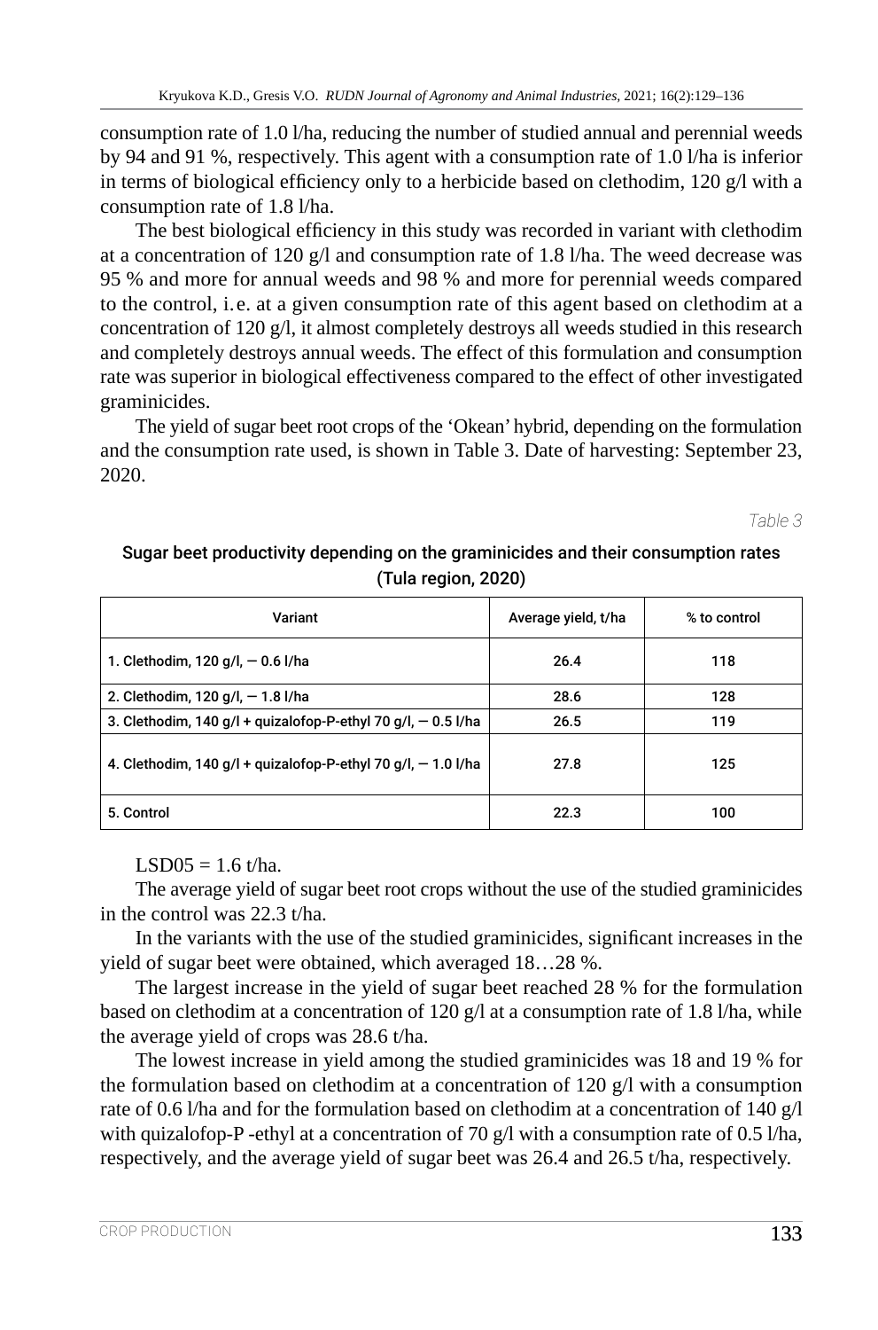consumption rate of 1.0 l/ha, reducing the number of studied annual and perennial weeds by 94 and 91 %, respectively. This agent with a consumption rate of 1.0 l/ha is inferior in terms of biological efficiency only to a herbicide based on clethodim, 120 g/l with a consumption rate of 1.8 l/ha.

The best biological efficiency in this study was recorded in variant with clethodim at a concentration of 120 g/l and consumption rate of 1.8 l/ha. The weed decrease was 95 % and more for annual weeds and 98 % and more for perennial weeds compared to the control, i.e. at a given consumption rate of this agent based on clethodim at a concentration of 120 g/l, it almost completely destroys all weeds studied in this research and completely destroys annual weeds. The effect of this formulation and consumption rate was superior in biological effectiveness compared to the effect of other investigated graminicides.

The yield of sugar beet root crops of the 'Okean' hybrid, depending on the formulation and the consumption rate used, is shown in Table 3. Date of harvesting: September 23, 2020.

*Table 3*

**Sugar beet productivity depending on the graminicides and their consumption rates (Tula region, 2020)**

| Variant | Average yield, t/ha | % to control |
|---|---|---|
| 1. Clethodim, 120 g/l, — 0.6 l/ha | 26.4 | 118 |
| 2. Clethodim, 120 g/l, — 1.8 l/ha | 28.6 | 128 |
| 3. Clethodim, 140 g/l + quizalofop-P-ethyl 70 g/l, — 0.5 l/ha | 26.5 | 119 |
| 4. Clethodim, 140 g/l + quizalofop-P-ethyl 70 g/l, — 1.0 l/ha | 27.8 | 125 |
| 5. Control | 22.3 | 100 |

$LSD05 = 1.6$ t/ha.

The average yield of sugar beet root crops without the use of the studied graminicides in the control was 22.3 t/ha.

In the variants with the use of the studied graminicides, significant increases in the yield of sugar beet were obtained, which averaged 18…28 %.

The largest increase in the yield of sugar beet reached 28 % for the formulation based on clethodim at a concentration of 120 g/l at a consumption rate of 1.8 l/ha, while the average yield of crops was 28.6 t/ha.

The lowest increase in yield among the studied graminicides was 18 and 19 % for the formulation based on clethodim at a concentration of 120 g/l with a consumption rate of 0.6 l/ha and for the formulation based on clethodim at a concentration of 140 g/l with quizalofop-P -ethyl at a concentration of 70 g/l with a consumption rate of 0.5 l/ha, respectively, and the average yield of sugar beet was 26.4 and 26.5 t/ha, respectively.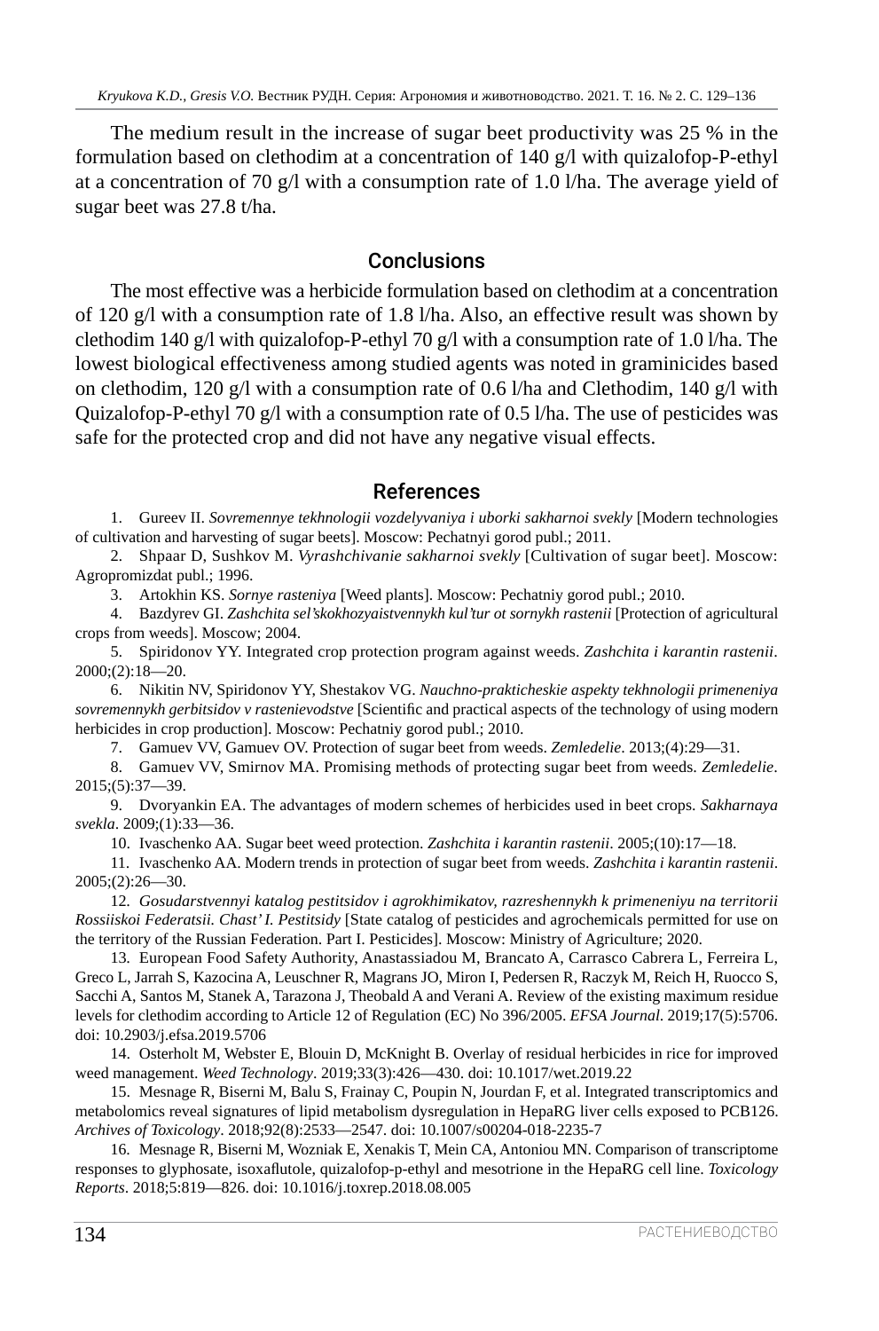The medium result in the increase of sugar beet productivity was 25 % in the formulation based on clethodim at a concentration of 140 g/l with quizalofop-P-ethyl at a concentration of 70 g/l with a consumption rate of 1.0 l/ha. The average yield of sugar beet was 27.8 t/ha.

## Conclusions

The most effective was a herbicide formulation based on clethodim at a concentration of 120 g/l with a consumption rate of 1.8 l/ha. Also, an effective result was shown by clethodim 140 g/l with quizalofop-P-ethyl 70 g/l with a consumption rate of 1.0 l/ha. The lowest biological effectiveness among studied agents was noted in graminicides based on clethodim, 120 g/l with a consumption rate of 0.6 l/ha and Clethodim, 140 g/l with Quizalofop-P-ethyl 70 g/l with a consumption rate of 0.5 l/ha. The use of pesticides was safe for the protected crop and did not have any negative visual effects.

## References

1. Gureev II. *Sovremennye tekhnologii vozdelyvaniya i uborki sakharnoi svekly* [Modern technologies of cultivation and harvesting of sugar beets]. Moscow: Pechatnyi gorod publ.; 2011.
2. Shpaar D, Sushkov M. *Vyrashchivanie sakharnoi svekly* [Cultivation of sugar beet]. Moscow: Agropromizdat publ.; 1996.
3. Artokhin KS. *Sornye rasteniya* [Weed plants]. Moscow: Pechatniy gorod publ.; 2010.
4. Bazdyrev GI. *Zashchita sel'skokhozyaistvennykh kul'tur ot sornykh rastenii* [Protection of agricultural crops from weeds]. Moscow; 2004.
5. Spiridonov YY. Integrated crop protection program against weeds. *Zashchita i karantin rastenii*. 2000;(2):18—20.
6. Nikitin NV, Spiridonov YY, Shestakov VG. *Nauchno-prakticheskie aspekty tekhnologii primeneniya sovremennykh gerbitsidov v rastenievodstve* [Scientific and practical aspects of the technology of using modern herbicides in crop production]. Moscow: Pechatniy gorod publ.; 2010.
7. Gamuev VV, Gamuev OV. Protection of sugar beet from weeds. *Zemledelie*. 2013;(4):29—31.
8. Gamuev VV, Smirnov MA. Promising methods of protecting sugar beet from weeds. *Zemledelie*. 2015;(5):37—39.
9. Dvoryankin EA. The advantages of modern schemes of herbicides used in beet crops. *Sakharnaya svekla*. 2009;(1):33—36.
10. Ivaschenko AA. Sugar beet weed protection. *Zashchita i karantin rastenii*. 2005;(10):17—18.
11. Ivaschenko AA. Modern trends in protection of sugar beet from weeds. *Zashchita i karantin rastenii*. 2005;(2):26—30.
12. *Gosudarstvennyi katalog pestitsidov i agrokhimikatov, razreshennykh k primeneniyu na territorii Rossiiskoi Federatsii. Chast' I. Pestitsidy* [State catalog of pesticides and agrochemicals permitted for use on the territory of the Russian Federation. Part I. Pesticides]. Moscow: Ministry of Agriculture; 2020.
13. European Food Safety Authority, Anastassiadou M, Brancato A, Carrasco Cabrera L, Ferreira L, Greco L, Jarrah S, Kazocina A, Leuschner R, Magrans JO, Miron I, Pedersen R, Raczyk M, Reich H, Ruocco S, Sacchi A, Santos M, Stanek A, Tarazona J, Theobald A and Verani A. Review of the existing maximum residue levels for clethodim according to Article 12 of Regulation (EC) No 396/2005. *EFSA Journal*. 2019;17(5):5706. doi: 10.2903/j.efsa.2019.5706
14. Osterholt M, Webster E, Blouin D, McKnight B. Overlay of residual herbicides in rice for improved weed management. *Weed Technology*. 2019;33(3):426—430. doi: 10.1017/wet.2019.22
15. Mesnage R, Biserni M, Balu S, Frainay C, Poupin N, Jourdan F, et al. Integrated transcriptomics and metabolomics reveal signatures of lipid metabolism dysregulation in HepaRG liver cells exposed to PCB126. *Archives of Toxicology*. 2018;92(8):2533—2547. doi: 10.1007/s00204-018-2235-7
16. Mesnage R, Biserni M, Wozniak E, Xenakis T, Mein CA, Antoniou MN. Comparison of transcriptome responses to glyphosate, isoxaflutole, quizalofop-p-ethyl and mesotrione in the HepaRG cell line. *Toxicology Reports*. 2018;5:819—826. doi: 10.1016/j.toxrep.2018.08.005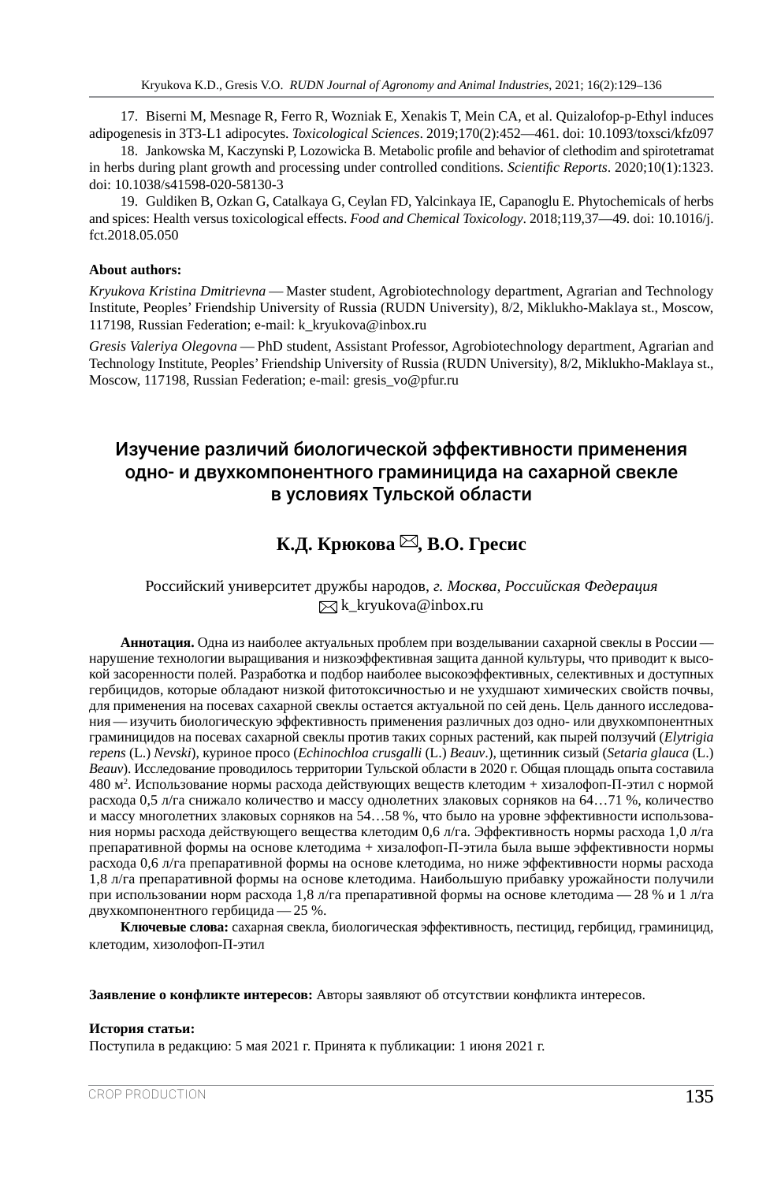17. Biserni M, Mesnage R, Ferro R, Wozniak E, Xenakis T, Mein CA, et al. Quizalofop-p-Ethyl induces adipogenesis in 3T3-L1 adipocytes. *Toxicological Sciences*. 2019;170(2):452—461. doi: 10.1093/toxsci/kfz097

18. Jankowska M, Kaczynski P, Lozowicka B. Metabolic profile and behavior of clethodim and spirotetramat in herbs during plant growth and processing under controlled conditions. *Scientific Reports*. 2020;10(1):1323. doi: 10.1038/s41598-020-58130-3

19. Guldiken B, Ozkan G, Catalkaya G, Ceylan FD, Yalcinkaya IE, Capanoglu E. Phytochemicals of herbs and spices: Health versus toxicological effects. *Food and Chemical Toxicology*. 2018;119,37—49. doi: 10.1016/j.fct.2018.05.050

**About authors:**

*Kryukova Kristina Dmitrievna* — Master student, Agrobiotechnology department, Agrarian and Technology Institute, Peoples' Friendship University of Russia (RUDN University), 8/2, Miklukho-Maklaya st., Moscow, 117198, Russian Federation; e-mail: k_kryukova@inbox.ru

*Gresis Valeriya Olegovna* — PhD student, Assistant Professor, Agrobiotechnology department, Agrarian and Technology Institute, Peoples' Friendship University of Russia (RUDN University), 8/2, Miklukho-Maklaya st., Moscow, 117198, Russian Federation; e-mail: gresis_vo@pfur.ru

# Изучение различий биологической эффективности применения одно- и двухкомпонентного граминицида на сахарной свекле в условиях Тульской области

**К.Д. Крюкова ✉, В.О. Гресис**

Российский университет дружбы народов, *г. Москва, Российская Федерация*
✉ k_kryukova@inbox.ru

**Аннотация.** Одна из наиболее актуальных проблем при возделывании сахарной свеклы в России — нарушение технологии выращивания и низкоэффективная защита данной культуры, что приводит к высокой засоренности полей. Разработка и подбор наиболее высокоэффективных, селективных и доступных гербицидов, которые обладают низкой фитотоксичностью и не ухудшают химических свойств почвы, для применения на посевах сахарной свеклы остается актуальной по сей день. Цель данного исследования — изучить биологическую эффективность применения различных доз одно- или двухкомпонентных граминицидов на посевах сахарной свеклы против таких сорных растений, как пырей ползучий (*Elytrigia repens* (L.) *Nevski*), куриное просо (*Echinochloa crusgalli* (L.) *Beauv*.), щетинник сизый (*Setaria glauca* (L.) *Beauv*). Исследование проводилось территории Тульской области в 2020 г. Общая площадь опыта составила 480 м$^2$. Использование нормы расхода действующих веществ клетодим + хизалофоп-П-этил с нормой расхода 0,5 л/га снижало количество и массу однолетних злаковых сорняков на 64…71 %, количество и массу многолетних злаковых сорняков на 54…58 %, что было на уровне эффективности использования нормы расхода действующего вещества клетодим 0,6 л/га. Эффективность нормы расхода 1,0 л/га препаративной формы на основе клетодима + хизалофоп-П-этила была выше эффективности нормы расхода 0,6 л/га препаративной формы на основе клетодима, но ниже эффективности нормы расхода 1,8 л/га препаративной формы на основе клетодима. Наибольшую прибавку урожайности получили при использовании норм расхода 1,8 л/га препаративной формы на основе клетодима — 28 % и 1 л/га двухкомпонентного гербицида — 25 %.

**Ключевые слова:** сахарная свекла, биологическая эффективность, пестицид, гербицид, граминицид, клетодим, хизолофоп-П-этил

**Заявление о конфликте интересов:** Авторы заявляют об отсутствии конфликта интересов.

**История статьи:**
Поступила в редакцию: 5 мая 2021 г. Принята к публикации: 1 июня 2021 г.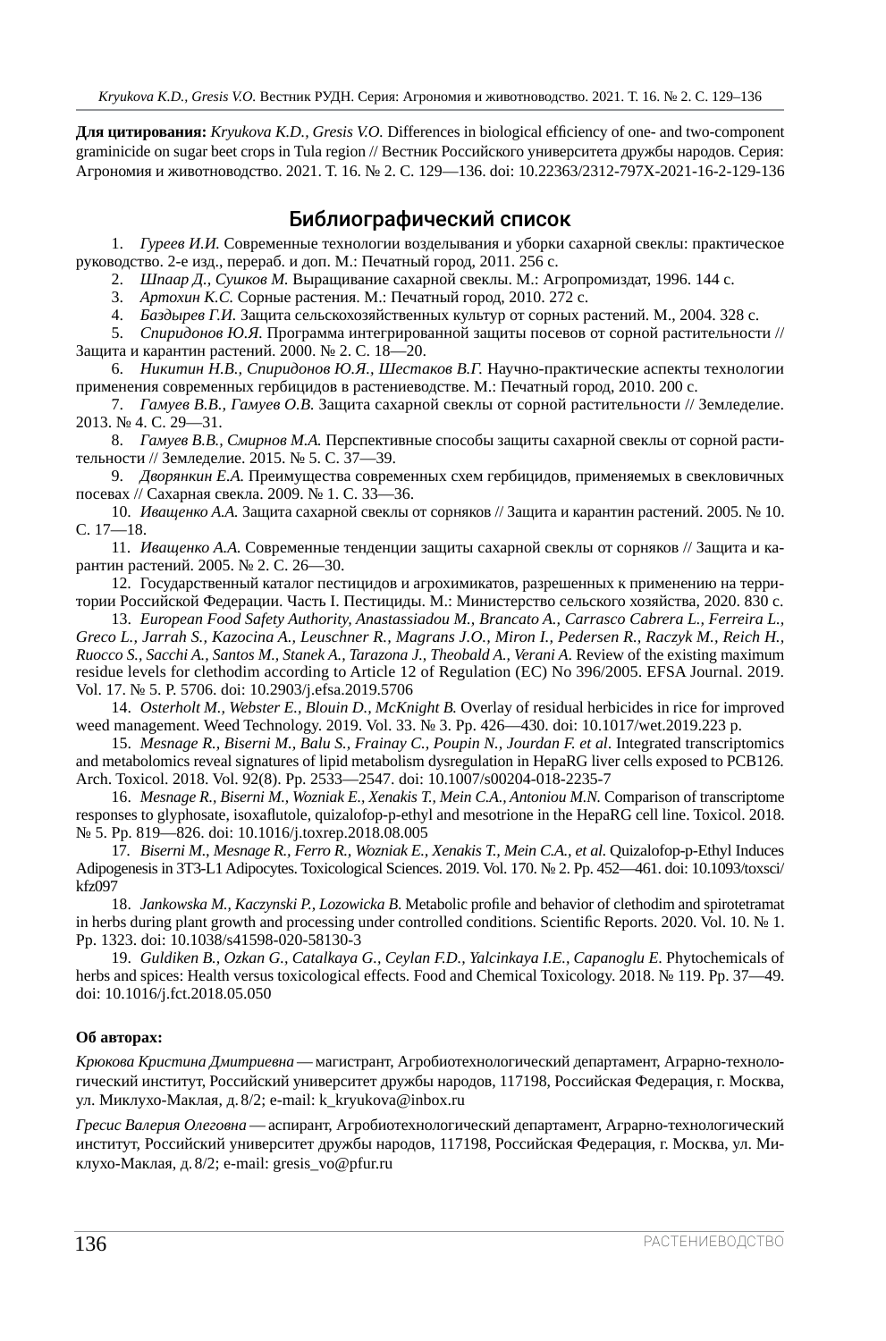**Для цитирования:** *Kryukova K.D., Gresis V.O.* Differences in biological efficiency of one- and two-component graminicide on sugar beet crops in Tula region // Вестник Российского университета дружбы народов. Серия: Агрономия и животноводство. 2021. Т. 16. № 2. С. 129—136. doi: 10.22363/2312-797X-2021-16-2-129-136

## Библиографический список

1. *Гуреев И.И.* Современные технологии возделывания и уборки сахарной свеклы: практическое руководство. 2-е изд., перераб. и доп. М.: Печатный город, 2011. 256 с.
2. *Шпаар Д., Сушков М.* Выращивание сахарной свеклы. М.: Агропромиздат, 1996. 144 с.
3. *Артохин К.С.* Сорные растения. М.: Печатный город, 2010. 272 с.
4. *Баздырев Г.И.* Защита сельскохозяйственных культур от сорных растений. М., 2004. 328 с.
5. *Спиридонов Ю.Я.* Программа интегрированной защиты посевов от сорной растительности // Защита и карантин растений. 2000. № 2. С. 18—20.
6. *Никитин Н.В., Спиридонов Ю.Я., Шестаков В.Г.* Научно-практические аспекты технологии применения современных гербицидов в растениеводстве. М.: Печатный город, 2010. 200 с.
7. *Гамуев В.В., Гамуев О.В.* Защита сахарной свеклы от сорной растительности // Земледелие. 2013. № 4. С. 29—31.
8. *Гамуев В.В., Смирнов М.А.* Перспективные способы защиты сахарной свеклы от сорной растительности // Земледелие. 2015. № 5. С. 37—39.
9. *Дворянкин Е.А.* Преимущества современных схем гербицидов, применяемых в свекловичных посевах // Сахарная свекла. 2009. № 1. С. 33—36.
10. *Иващенко А.А.* Защита сахарной свеклы от сорняков // Защита и карантин растений. 2005. № 10. С. 17—18.
11. *Иващенко А.А.* Современные тенденции защиты сахарной свеклы от сорняков // Защита и карантин растений. 2005. № 2. С. 26—30.
12. Государственный каталог пестицидов и агрохимикатов, разрешенных к применению на территории Российской Федерации. Часть I. Пестициды. М.: Министерство сельского хозяйства, 2020. 830 с.
13. *European Food Safety Authority, Anastassiadou M., Brancato A., Carrasco Cabrera L., Ferreira L., Greco L., Jarrah S., Kazocina A., Leuschner R., Magrans J.O., Miron I., Pedersen R., Raczyk M., Reich H., Ruocco S., Sacchi A., Santos M., Stanek A., Tarazona J., Theobald A., Verani A.* Review of the existing maximum residue levels for clethodim according to Article 12 of Regulation (EC) No 396/2005. EFSA Journal. 2019. Vol. 17. № 5. P. 5706. doi: 10.2903/j.efsa.2019.5706
14. *Osterholt M., Webster E., Blouin D., McKnight B.* Overlay of residual herbicides in rice for improved weed management. Weed Technology. 2019. Vol. 33. № 3. Pp. 426—430. doi: 10.1017/wet.2019.223 p.
15. *Mesnage R., Biserni M., Balu S., Frainay C., Poupin N., Jourdan F. et al.* Integrated transcriptomics and metabolomics reveal signatures of lipid metabolism dysregulation in HepaRG liver cells exposed to PCB126. Arch. Toxicol. 2018. Vol. 92(8). Pp. 2533—2547. doi: 10.1007/s00204-018-2235-7
16. *Mesnage R., Biserni M., Wozniak E., Xenakis T., Mein C.A., Antoniou M.N.* Comparison of transcriptome responses to glyphosate, isoxaflutole, quizalofop-p-ethyl and mesotrione in the HepaRG cell line. Toxicol. 2018. № 5. Pp. 819—826. doi: 10.1016/j.toxrep.2018.08.005
17. *Biserni M., Mesnage R., Ferro R., Wozniak E., Xenakis T., Mein C.A., et al.* Quizalofop-p-Ethyl Induces Adipogenesis in 3T3-L1 Adipocytes. Toxicological Sciences. 2019. Vol. 170. № 2. Pp. 452—461. doi: 10.1093/toxsci/kfz097
18. *Jankowska M., Kaczynski P., Lozowicka B.* Metabolic profile and behavior of clethodim and spirotetramat in herbs during plant growth and processing under controlled conditions. Scientific Reports. 2020. Vol. 10. № 1. Pp. 1323. doi: 10.1038/s41598-020-58130-3
19. *Guldiken B., Ozkan G., Catalkaya G., Ceylan F.D., Yalcinkaya I.E., Capanoglu E.* Phytochemicals of herbs and spices: Health versus toxicological effects. Food and Chemical Toxicology. 2018. № 119. Pp. 37—49. doi: 10.1016/j.fct.2018.05.050

**Об авторах:**

*Крюкова Кристина Дмитриевна* — магистрант, Агробиотехнологический департамент, Аграрно-технологический институт, Российский университет дружбы народов, 117198, Российская Федерация, г. Москва, ул. Миклухо-Маклая, д. 8/2; e-mail: k_kryukova@inbox.ru

*Гресис Валерия Олеговна* — аспирант, Агробиотехнологический департамент, Аграрно-технологический институт, Российский университет дружбы народов, 117198, Российская Федерация, г. Москва, ул. Миклухо-Маклая, д. 8/2; e-mail: gresis_vo@pfur.ru